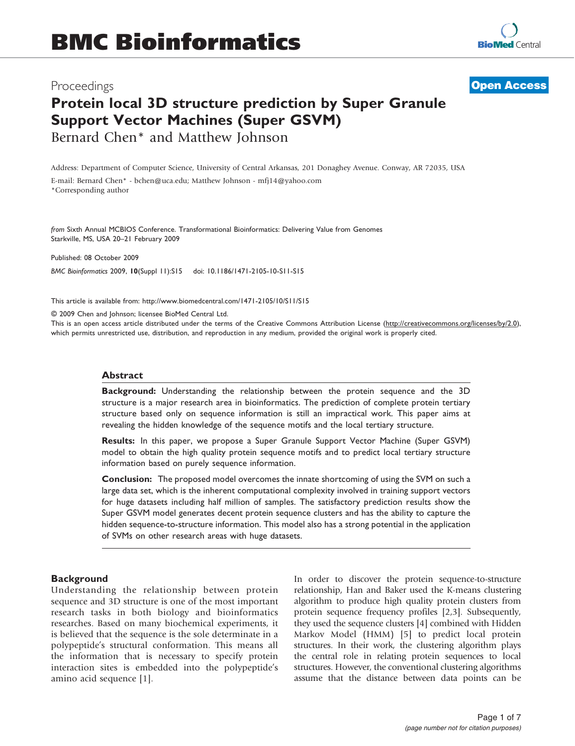# Proceedings

# Protein local 3D structure prediction by Super Granule Support Vector Machines (Super GSVM)

Bernard Chen* and Matthew Johnson

Address: Department of Computer Science, University of Central Arkansas, 201 Donaghey Avenue. Conway, AR 72035, USA

E-mail: Bernard Chen* - bchen@uca.edu; Matthew Johnson - mfj14@yahoo.com

*Corresponding author

*from* Sixth Annual MCBIOS Conference. Transformational Bioinformatics: Delivering Value from Genomes
Starkville, MS, USA 20–21 February 2009

Published: 08 October 2009

*BMC Bioinformatics* 2009, **10**(Suppl 11):S15 doi: 10.1186/1471-2105-10-S11-S15

This article is available from: http://www.biomedcentral.com/1471-2105/10/S11/S15

© 2009 Chen and Johnson; licensee BioMed Central Ltd.
This is an open access article distributed under the terms of the Creative Commons Attribution License (http://creativecommons.org/licenses/by/2.0), which permits unrestricted use, distribution, and reproduction in any medium, provided the original work is properly cited.

## Abstract

**Background:** Understanding the relationship between the protein sequence and the 3D structure is a major research area in bioinformatics. The prediction of complete protein tertiary structure based only on sequence information is still an impractical work. This paper aims at revealing the hidden knowledge of the sequence motifs and the local tertiary structure.

**Results:** In this paper, we propose a Super Granule Support Vector Machine (Super GSVM) model to obtain the high quality protein sequence motifs and to predict local tertiary structure information based on purely sequence information.

**Conclusion:** The proposed model overcomes the innate shortcoming of using the SVM on such a large data set, which is the inherent computational complexity involved in training support vectors for huge datasets including half million of samples. The satisfactory prediction results show the Super GSVM model generates decent protein sequence clusters and has the ability to capture the hidden sequence-to-structure information. This model also has a strong potential in the application of SVMs on other research areas with huge datasets.

## Background

Understanding the relationship between protein sequence and 3D structure is one of the most important research tasks in both biology and bioinformatics researches. Based on many biochemical experiments, it is believed that the sequence is the sole determinate in a polypeptide's structural conformation. This means all the information that is necessary to specify protein interaction sites is embedded into the polypeptide's amino acid sequence [1].

In order to discover the protein sequence-to-structure relationship, Han and Baker used the K-means clustering algorithm to produce high quality protein clusters from protein sequence frequency profiles [2,3]. Subsequently, they used the sequence clusters [4] combined with Hidden Markov Model (HMM) [5] to predict local protein structures. In their work, the clustering algorithm plays the central role in relating protein sequences to local structures. However, the conventional clustering algorithms assume that the distance between data points can be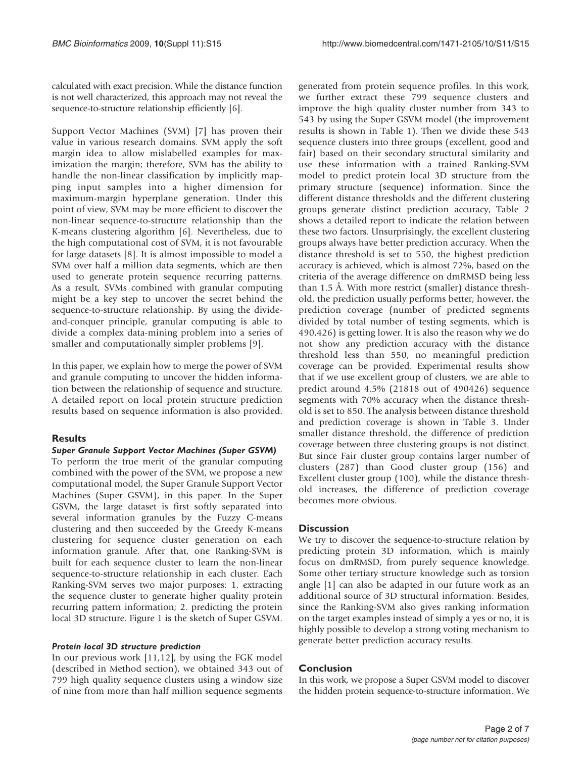calculated with exact precision. While the distance function is not well characterized, this approach may not reveal the sequence-to-structure relationship efficiently [6].

Support Vector Machines (SVM) [7] has proven their value in various research domains. SVM apply the soft margin idea to allow mislabelled examples for maximization the margin; therefore, SVM has the ability to handle the non-linear classification by implicitly mapping input samples into a higher dimension for maximum-margin hyperplane generation. Under this point of view, SVM may be more efficient to discover the non-linear sequence-to-structure relationship than the K-means clustering algorithm [6]. Nevertheless, due to the high computational cost of SVM, it is not favourable for large datasets [8]. It is almost impossible to model a SVM over half a million data segments, which are then used to generate protein sequence recurring patterns. As a result, SVMs combined with granular computing might be a key step to uncover the secret behind the sequence-to-structure relationship. By using the divide-and-conquer principle, granular computing is able to divide a complex data-mining problem into a series of smaller and computationally simpler problems [9].

In this paper, we explain how to merge the power of SVM and granule computing to uncover the hidden information between the relationship of sequence and structure. A detailed report on local protein structure prediction results based on sequence information is also provided.

## Results

### Super Granule Support Vector Machines (Super GSVM)

To perform the true merit of the granular computing combined with the power of the SVM, we propose a new computational model, the Super Granule Support Vector Machines (Super GSVM), in this paper. In the Super GSVM, the large dataset is first softly separated into several information granules by the Fuzzy C-means clustering and then succeeded by the Greedy K-means clustering for sequence cluster generation on each information granule. After that, one Ranking-SVM is built for each sequence cluster to learn the non-linear sequence-to-structure relationship in each cluster. Each Ranking-SVM serves two major purposes: 1. extracting the sequence cluster to generate higher quality protein recurring pattern information; 2. predicting the protein local 3D structure. Figure 1 is the sketch of Super GSVM.

### Protein local 3D structure prediction

In our previous work [11,12], by using the FGK model (described in Method section), we obtained 343 out of 799 high quality sequence clusters using a window size of nine from more than half million sequence segments generated from protein sequence profiles. In this work, we further extract these 799 sequence clusters and improve the high quality cluster number from 343 to 543 by using the Super GSVM model (the improvement results is shown in Table 1). Then we divide these 543 sequence clusters into three groups (excellent, good and fair) based on their secondary structural similarity and use these information with a trained Ranking-SVM model to predict protein local 3D structure from the primary structure (sequence) information. Since the different distance thresholds and the different clustering groups generate distinct prediction accuracy, Table 2 shows a detailed report to indicate the relation between these two factors. Unsurprisingly, the excellent clustering groups always have better prediction accuracy. When the distance threshold is set to 550, the highest prediction accuracy is achieved, which is almost 72%, based on the criteria of the average difference on dmRMSD being less than 1.5 Å. With more restrict (smaller) distance threshold, the prediction usually performs better; however, the prediction coverage (number of predicted segments divided by total number of testing segments, which is 490,426) is getting lower. It is also the reason why we do not show any prediction accuracy with the distance threshold less than 550, no meaningful prediction coverage can be provided. Experimental results show that if we use excellent group of clusters, we are able to predict around 4.5% (21818 out of 490426) sequence segments with 70% accuracy when the distance threshold is set to 850. The analysis between distance threshold and prediction coverage is shown in Table 3. Under smaller distance threshold, the difference of prediction coverage between three clustering groups is not distinct. But since Fair cluster group contains larger number of clusters (287) than Good cluster group (156) and Excellent cluster group (100), while the distance threshold increases, the difference of prediction coverage becomes more obvious.

## Discussion

We try to discover the sequence-to-structure relation by predicting protein 3D information, which is mainly focus on dmRMSD, from purely sequence knowledge. Some other tertiary structure knowledge such as torsion angle [1] can also be adapted in our future work as an additional source of 3D structural information. Besides, since the Ranking-SVM also gives ranking information on the target examples instead of simply a yes or no, it is highly possible to develop a strong voting mechanism to generate better prediction accuracy results.

## Conclusion

In this work, we propose a Super GSVM model to discover the hidden protein sequence-to-structure information. We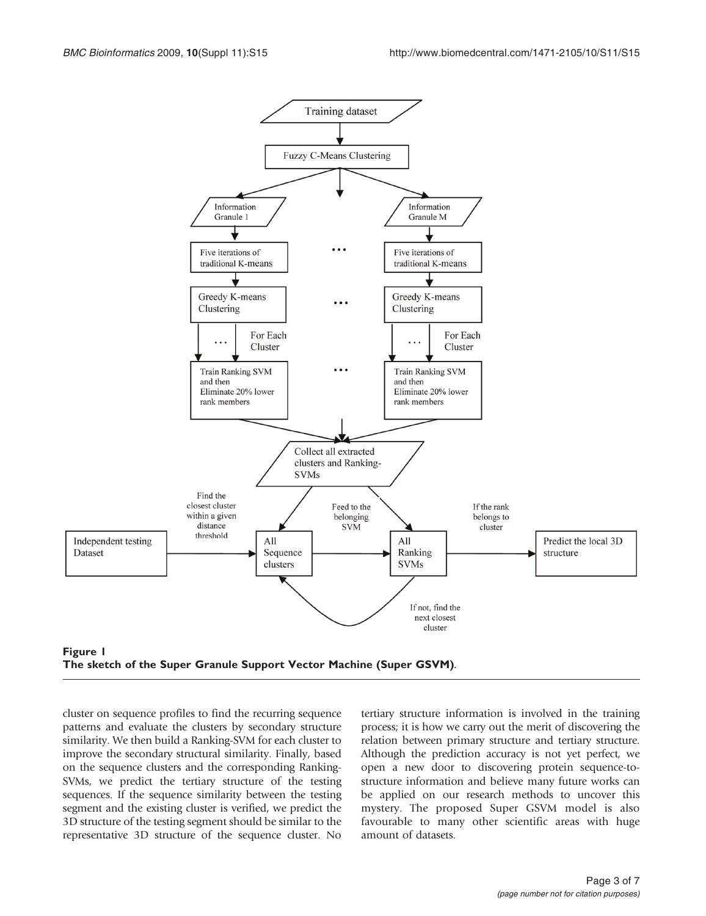Training dataset

Fuzzy C-Means Clustering

Information Granule 1

Information Granule M

Five iterations of traditional K-means

Greedy K-means Clustering

For Each Cluster

Train Ranking SVM and then Eliminate 20% lower rank members

Collect all extracted clusters and Ranking-SVMs

Find the closest cluster within a given distance threshold

Feed to the belonging SVM

If the rank belongs to cluster

Independent testing Dataset

All Sequence clusters

All Ranking SVMs

Predict the local 3D structure

If not, find the next closest cluster

**Figure 1**
**The sketch of the Super Granule Support Vector Machine (Super GSVM).**

cluster on sequence profiles to find the recurring sequence patterns and evaluate the clusters by secondary structure similarity. We then build a Ranking-SVM for each cluster to improve the secondary structural similarity. Finally, based on the sequence clusters and the corresponding Ranking-SVMs, we predict the tertiary structure of the testing sequences. If the sequence similarity between the testing segment and the existing cluster is verified, we predict the 3D structure of the testing segment should be similar to the representative 3D structure of the sequence cluster. No tertiary structure information is involved in the training process; it is how we carry out the merit of discovering the relation between primary structure and tertiary structure. Although the prediction accuracy is not yet perfect, we open a new door to discovering protein sequence-to-structure information and believe many future works can be applied on our research methods to uncover this mystery. The proposed Super GSVM model is also favourable to many other scientific areas with huge amount of datasets.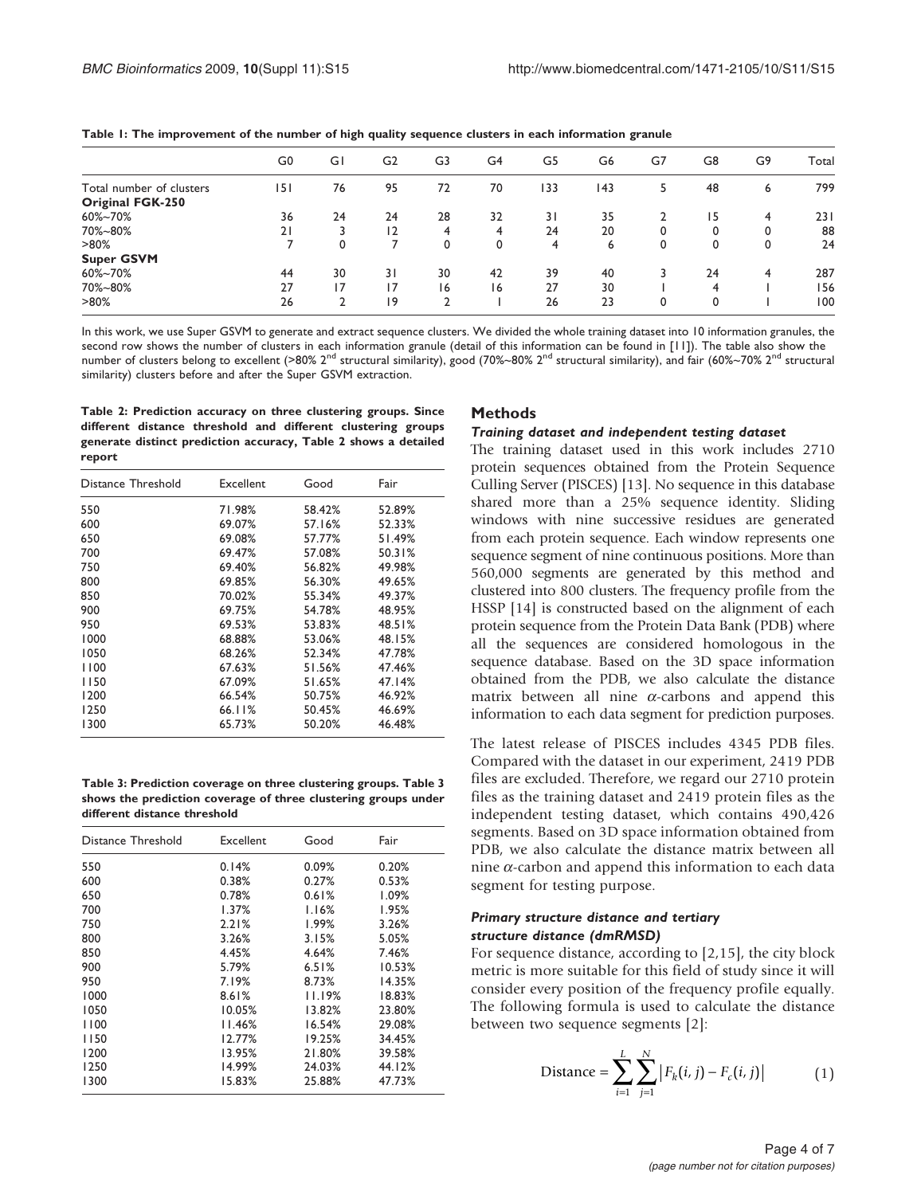**Table 1: The improvement of the number of high quality sequence clusters in each information granule**

| | G0 | G1 | G2 | G3 | G4 | G5 | G6 | G7 | G8 | G9 | Total |
|---|---|---|---|---|---|---|---|---|---|---|---|
| Total number of clusters | 151 | 76 | 95 | 72 | 70 | 133 | 143 | 5 | 48 | 6 | 799 |
| **Original FGK-250** | | | | | | | | | | | |
| 60%~70% | 36 | 24 | 24 | 28 | 32 | 31 | 35 | 2 | 15 | 4 | 231 |
| 70%~80% | 21 | 3 | 12 | 4 | 4 | 24 | 20 | 0 | 0 | 0 | 88 |
| >80% | 7 | 0 | 7 | 0 | 0 | 4 | 6 | 0 | 0 | 0 | 24 |
| **Super GSVM** | | | | | | | | | | | |
| 60%~70% | 44 | 30 | 31 | 30 | 42 | 39 | 40 | 3 | 24 | 4 | 287 |
| 70%~80% | 27 | 17 | 17 | 16 | 16 | 27 | 30 | 1 | 4 | 1 | 156 |
| >80% | 26 | 2 | 19 | 2 | 1 | 26 | 23 | 0 | 0 | 1 | 100 |

In this work, we use Super GSVM to generate and extract sequence clusters. We divided the whole training dataset into 10 information granules, the second row shows the number of clusters in each information granule (detail of this information can be found in [11]). The table also show the number of clusters belong to excellent (>80% 2nd structural similarity), good (70%~80% 2nd structural similarity), and fair (60%~70% 2nd structural similarity) clusters before and after the Super GSVM extraction.

**Table 2: Prediction accuracy on three clustering groups. Since different distance threshold and different clustering groups generate distinct prediction accuracy, Table 2 shows a detailed report**

| Distance Threshold | Excellent | Good | Fair |
|---|---|---|---|
| 550 | 71.98% | 58.42% | 52.89% |
| 600 | 69.07% | 57.16% | 52.33% |
| 650 | 69.08% | 57.77% | 51.49% |
| 700 | 69.47% | 57.08% | 50.31% |
| 750 | 69.40% | 56.82% | 49.98% |
| 800 | 69.85% | 56.30% | 49.65% |
| 850 | 70.02% | 55.34% | 49.37% |
| 900 | 69.75% | 54.78% | 48.95% |
| 950 | 69.53% | 53.83% | 48.51% |
| 1000 | 68.88% | 53.06% | 48.15% |
| 1050 | 68.26% | 52.34% | 47.78% |
| 1100 | 67.63% | 51.56% | 47.46% |
| 1150 | 67.09% | 51.65% | 47.14% |
| 1200 | 66.54% | 50.75% | 46.92% |
| 1250 | 66.11% | 50.45% | 46.69% |
| 1300 | 65.73% | 50.20% | 46.48% |

**Table 3: Prediction coverage on three clustering groups. Table 3 shows the prediction coverage of three clustering groups under different distance threshold**

| Distance Threshold | Excellent | Good | Fair |
|---|---|---|---|
| 550 | 0.14% | 0.09% | 0.20% |
| 600 | 0.38% | 0.27% | 0.53% |
| 650 | 0.78% | 0.61% | 1.09% |
| 700 | 1.37% | 1.16% | 1.95% |
| 750 | 2.21% | 1.99% | 3.26% |
| 800 | 3.26% | 3.15% | 5.05% |
| 850 | 4.45% | 4.64% | 7.46% |
| 900 | 5.79% | 6.51% | 10.53% |
| 950 | 7.19% | 8.73% | 14.35% |
| 1000 | 8.61% | 11.19% | 18.83% |
| 1050 | 10.05% | 13.82% | 23.80% |
| 1100 | 11.46% | 16.54% | 29.08% |
| 1150 | 12.77% | 19.25% | 34.45% |
| 1200 | 13.95% | 21.80% | 39.58% |
| 1250 | 14.99% | 24.03% | 44.12% |
| 1300 | 15.83% | 25.88% | 47.73% |

## Methods

### *Training dataset and independent testing dataset*

The training dataset used in this work includes 2710 protein sequences obtained from the Protein Sequence Culling Server (PISCES) [13]. No sequence in this database shared more than a 25% sequence identity. Sliding windows with nine successive residues are generated from each protein sequence. Each window represents one sequence segment of nine continuous positions. More than 560,000 segments are generated by this method and clustered into 800 clusters. The frequency profile from the HSSP [14] is constructed based on the alignment of each protein sequence from the Protein Data Bank (PDB) where all the sequences are considered homologous in the sequence database. Based on the 3D space information obtained from the PDB, we also calculate the distance matrix between all nine $\alpha$-carbons and append this information to each data segment for prediction purposes.

The latest release of PISCES includes 4345 PDB files. Compared with the dataset in our experiment, 2419 PDB files are excluded. Therefore, we regard our 2710 protein files as the training dataset and 2419 protein files as the independent testing dataset, which contains 490,426 segments. Based on 3D space information obtained from PDB, we also calculate the distance matrix between all nine $\alpha$-carbon and append this information to each data segment for testing purpose.

### *Primary structure distance and tertiary structure distance (dmRMSD)*

For sequence distance, according to [2,15], the city block metric is more suitable for this field of study since it will consider every position of the frequency profile equally. The following formula is used to calculate the distance between two sequence segments [2]:

$$\text{Distance} = \sum_{i=1}^{L} \sum_{j=1}^{N} \left| F_k(i,j) - F_c(i,j) \right| \tag{1}$$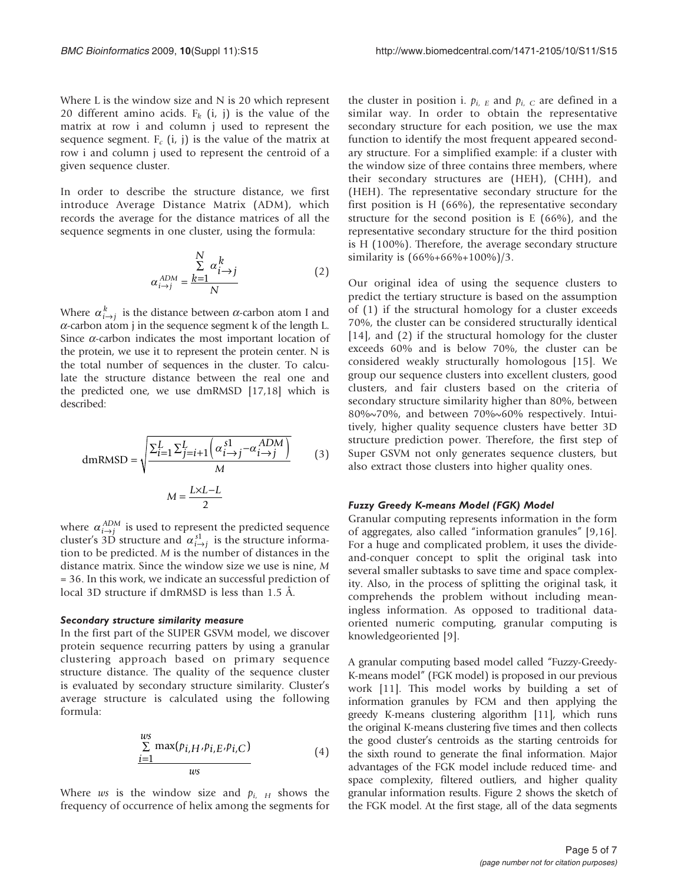Where L is the window size and N is 20 which represent 20 different amino acids. $F_k$ (i, j) is the value of the matrix at row i and column j used to represent the sequence segment. $F_c$ (i, j) is the value of the matrix at row i and column j used to represent the centroid of a given sequence cluster.

In order to describe the structure distance, we first introduce Average Distance Matrix (ADM), which records the average for the distance matrices of all the sequence segments in one cluster, using the formula:

$$\alpha_{i \to j}^{ADM} = \frac{\sum_{k=1}^{N} \alpha_{i \to j}^{k}}{N} \tag{2}$$

Where $\alpha_{i \to j}^{k}$ is the distance between $\alpha$-carbon atom I and $\alpha$-carbon atom j in the sequence segment k of the length L. Since $\alpha$-carbon indicates the most important location of the protein, we use it to represent the protein center. N is the total number of sequences in the cluster. To calculate the structure distance between the real one and the predicted one, we use dmRMSD [17,18] which is described:

$$\text{dmRMSD} = \sqrt{\frac{\sum_{i=1}^{L} \sum_{j=i+1}^{L} \left( \alpha_{i \to j}^{s1} - \alpha_{i \to j}^{ADM} \right)}{M}} \tag{3}$$

$$M = \frac{L \times L - L}{2}$$

where $\alpha_{i \to j}^{ADM}$ is used to represent the predicted sequence cluster's 3D structure and $\alpha_{i \to j}^{s1}$ is the structure information to be predicted. $M$ is the number of distances in the distance matrix. Since the window size we use is nine, $M = 36$. In this work, we indicate an successful prediction of local 3D structure if dmRMSD is less than 1.5 Å.

#### *Secondary structure similarity measure*

In the first part of the SUPER GSVM model, we discover protein sequence recurring patters by using a granular clustering approach based on primary sequence structure distance. The quality of the sequence cluster is evaluated by secondary structure similarity. Cluster's average structure is calculated using the following formula:

$$\frac{\sum_{i=1}^{ws} \max(p_{i,H}, p_{i,E}, p_{i,C})}{ws} \tag{4}$$

Where $ws$ is the window size and $p_{i,\ H}$ shows the frequency of occurrence of helix among the segments for the cluster in position i. $p_{i,\ E}$ and $p_{i,\ C}$ are defined in a similar way. In order to obtain the representative secondary structure for each position, we use the max function to identify the most frequent appeared secondary structure. For a simplified example: if a cluster with the window size of three contains three members, where their secondary structures are (HEH), (CHH), and (HEH). The representative secondary structure for the first position is H (66%), the representative secondary structure for the second position is E (66%), and the representative secondary structure for the third position is H (100%). Therefore, the average secondary structure similarity is (66%+66%+100%)/3.

Our original idea of using the sequence clusters to predict the tertiary structure is based on the assumption of (1) if the structural homology for a cluster exceeds 70%, the cluster can be considered structurally identical [14], and (2) if the structural homology for the cluster exceeds 60% and is below 70%, the cluster can be considered weakly structurally homologous [15]. We group our sequence clusters into excellent clusters, good clusters, and fair clusters based on the criteria of secondary structure similarity higher than 80%, between 80%~70%, and between 70%~60% respectively. Intuitively, higher quality sequence clusters have better 3D structure prediction power. Therefore, the first step of Super GSVM not only generates sequence clusters, but also extract those clusters into higher quality ones.

#### *Fuzzy Greedy K-means Model (FGK) Model*

Granular computing represents information in the form of aggregates, also called "information granules" [9,16]. For a huge and complicated problem, it uses the divide-and-conquer concept to split the original task into several smaller subtasks to save time and space complexity. Also, in the process of splitting the original task, it comprehends the problem without including meaningless information. As opposed to traditional data-oriented numeric computing, granular computing is knowledgeoriented [9].

A granular computing based model called "Fuzzy-Greedy-K-means model" (FGK model) is proposed in our previous work [11]. This model works by building a set of information granules by FCM and then applying the greedy K-means clustering algorithm [11], which runs the original K-means clustering five times and then collects the good cluster's centroids as the starting centroids for the sixth round to generate the final information. Major advantages of the FGK model include reduced time- and space complexity, filtered outliers, and higher quality granular information results. Figure 2 shows the sketch of the FGK model. At the first stage, all of the data segments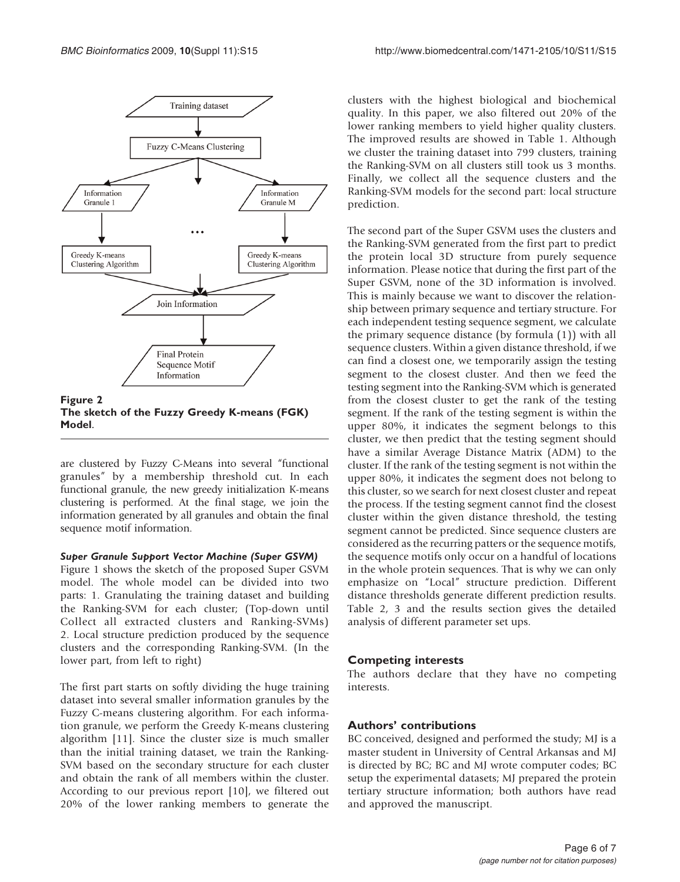Figure 2
**The sketch of the Fuzzy Greedy K-means (FGK) Model**.

are clustered by Fuzzy C-Means into several "functional granules" by a membership threshold cut. In each functional granule, the new greedy initialization K-means clustering is performed. At the final stage, we join the information generated by all granules and obtain the final sequence motif information.

### *Super Granule Support Vector Machine (Super GSVM)*

Figure 1 shows the sketch of the proposed Super GSVM model. The whole model can be divided into two parts: 1. Granulating the training dataset and building the Ranking-SVM for each cluster; (Top-down until Collect all extracted clusters and Ranking-SVMs) 2. Local structure prediction produced by the sequence clusters and the corresponding Ranking-SVM. (In the lower part, from left to right)

The first part starts on softly dividing the huge training dataset into several smaller information granules by the Fuzzy C-means clustering algorithm. For each information granule, we perform the Greedy K-means clustering algorithm [11]. Since the cluster size is much smaller than the initial training dataset, we train the Ranking-SVM based on the secondary structure for each cluster and obtain the rank of all members within the cluster. According to our previous report [10], we filtered out 20% of the lower ranking members to generate the clusters with the highest biological and biochemical quality. In this paper, we also filtered out 20% of the lower ranking members to yield higher quality clusters. The improved results are showed in Table 1. Although we cluster the training dataset into 799 clusters, training the Ranking-SVM on all clusters still took us 3 months. Finally, we collect all the sequence clusters and the Ranking-SVM models for the second part: local structure prediction.

The second part of the Super GSVM uses the clusters and the Ranking-SVM generated from the first part to predict the protein local 3D structure from purely sequence information. Please notice that during the first part of the Super GSVM, none of the 3D information is involved. This is mainly because we want to discover the relationship between primary sequence and tertiary structure. For each independent testing sequence segment, we calculate the primary sequence distance (by formula (1)) with all sequence clusters. Within a given distance threshold, if we can find a closest one, we temporarily assign the testing segment to the closest cluster. And then we feed the testing segment into the Ranking-SVM which is generated from the closest cluster to get the rank of the testing segment. If the rank of the testing segment is within the upper 80%, it indicates the segment belongs to this cluster, we then predict that the testing segment should have a similar Average Distance Matrix (ADM) to the cluster. If the rank of the testing segment is not within the upper 80%, it indicates the segment does not belong to this cluster, so we search for next closest cluster and repeat the process. If the testing segment cannot find the closest cluster within the given distance threshold, the testing segment cannot be predicted. Since sequence clusters are considered as the recurring patters or the sequence motifs, the sequence motifs only occur on a handful of locations in the whole protein sequences. That is why we can only emphasize on "Local" structure prediction. Different distance thresholds generate different prediction results. Table 2, 3 and the results section gives the detailed analysis of different parameter set ups.

## Competing interests

The authors declare that they have no competing interests.

## Authors' contributions

BC conceived, designed and performed the study; MJ is a master student in University of Central Arkansas and MJ is directed by BC; BC and MJ wrote computer codes; BC setup the experimental datasets; MJ prepared the protein tertiary structure information; both authors have read and approved the manuscript.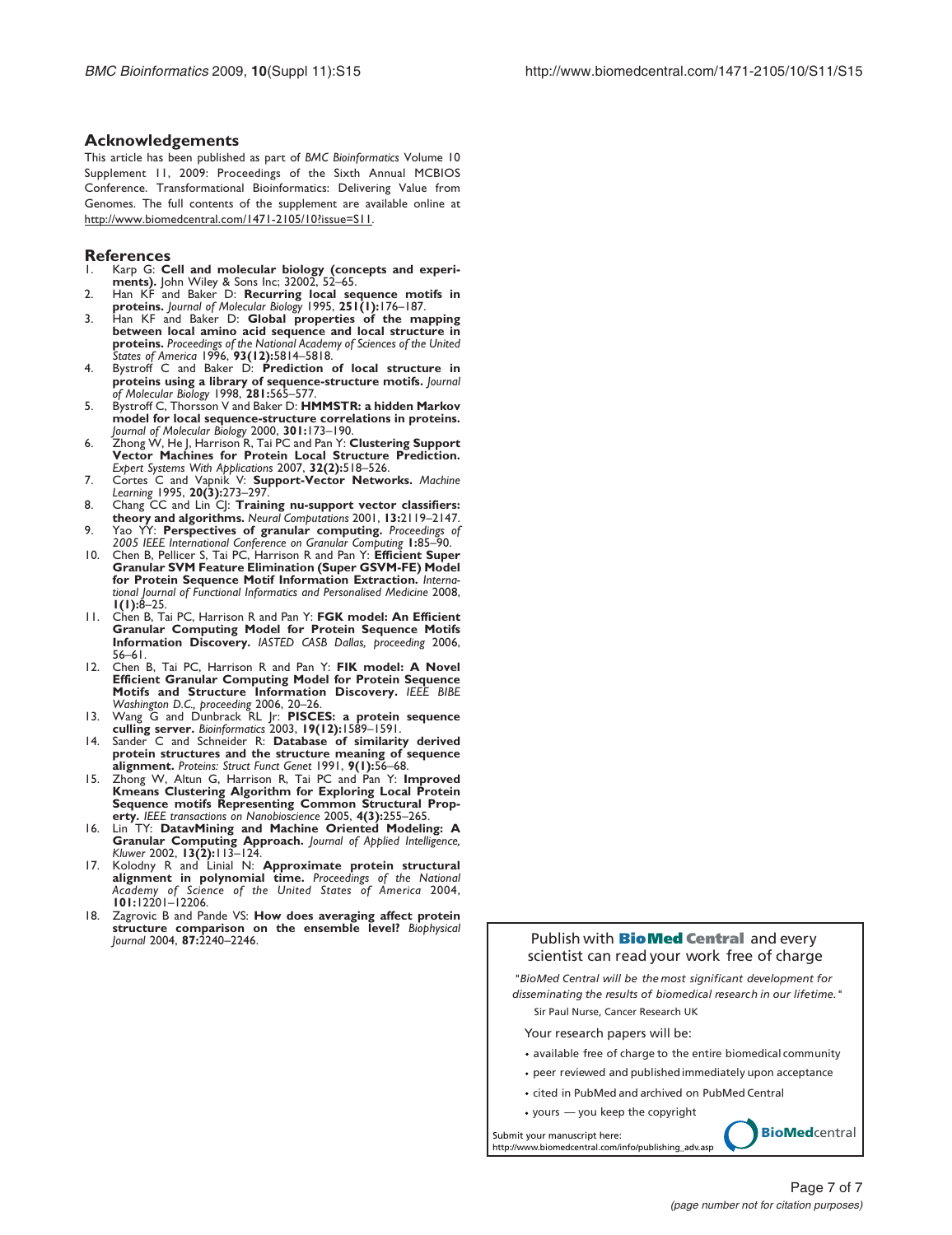## Acknowledgements

This article has been published as part of *BMC Bioinformatics* Volume 10 Supplement 11, 2009: Proceedings of the Sixth Annual MCBIOS Conference. Transformational Bioinformatics: Delivering Value from Genomes. The full contents of the supplement are available online at http://www.biomedcentral.com/1471-2105/10?issue=S11.

## References

1. Karp G: **Cell and molecular biology (concepts and experiments).** John Wiley & Sons Inc; 32002, 52–65.
2. Han KF and Baker D: **Recurring local sequence motifs in proteins.** *Journal of Molecular Biology* 1995, **251(1):**176–187.
3. Han KF and Baker D: **Global properties of the mapping between local amino acid sequence and local structure in proteins.** *Proceedings of the National Academy of Sciences of the United States of America* 1996, **93(12):**5814–5818.
4. Bystroff C and Baker D: **Prediction of local structure in proteins using a library of sequence-structure motifs.** *Journal of Molecular Biology* 1998, **281:**565–577.
5. Bystroff C, Thorsson V and Baker D: **HMMSTR: a hidden Markov model for local sequence-structure correlations in proteins.** *Journal of Molecular Biology* 2000, **301:**173–190.
6. Zhong W, He J, Harrison R, Tai PC and Pan Y: **Clustering Support Vector Machines for Protein Local Structure Prediction.** *Expert Systems With Applications* 2007, **32(2):**518–526.
7. Cortes C and Vapnik V: **Support-Vector Networks.** *Machine Learning* 1995, **20(3):**273–297.
8. Chang CC and Lin CJ: **Training nu-support vector classifiers: theory and algorithms.** *Neural Computations* 2001, **13:**2119–2147.
9. Yao YY: **Perspectives of granular computing.** *Proceedings of 2005 IEEE International Conference on Granular Computing* **1:**85–90.
10. Chen B, Pellicer S, Tai PC, Harrison R and Pan Y: **Efficient Super Granular SVM Feature Elimination (Super GSVM-FE) Model for Protein Sequence Motif Information Extraction.** *International Journal of Functional Informatics and Personalised Medicine* 2008, **1(1):**8–25.
11. Chen B, Tai PC, Harrison R and Pan Y: **FGK model: An Efficient Granular Computing Model for Protein Sequence Motifs Information Discovery.** *IASTED CASB Dallas, proceeding* 2006, 56–61.
12. Chen B, Tai PC, Harrison R and Pan Y: **FIK model: A Novel Efficient Granular Computing Model for Protein Sequence Motifs and Structure Information Discovery.** *IEEE BIBE Washington D.C., proceeding* 2006, 20–26.
13. Wang G and Dunbrack RL Jr: **PISCES: a protein sequence culling server.** *Bioinformatics* 2003, **19(12):**1589–1591.
14. Sander C and Schneider R: **Database of similarity derived protein structures and the structure meaning of sequence alignment.** *Proteins: Struct Funct Genet* 1991, **9(1):**56–68.
15. Zhong W, Altun G, Harrison R, Tai PC and Pan Y: **Improved Kmeans Clustering Algorithm for Exploring Local Protein Sequence motifs Representing Common Structural Property.** *IEEE transactions on Nanobioscience* 2005, **4(3):**255–265.
16. Lin TY: **DatavMining and Machine Oriented Modeling: A Granular Computing Approach.** *Journal of Applied Intelligence, Kluwer* 2002, **13(2):**113–124.
17. Kolodny R and Linial N: **Approximate protein structural alignment in polynomial time.** *Proceedings of the National Academy of Science of the United States of America* 2004, **101:**12201–12206.
18. Zagrovic B and Pande VS: **How does averaging affect protein structure comparison on the ensemble level?** *Biophysical Journal* 2004, **87:**2240–2246.

Publish with **BioMed Central** and every scientist can read your work free of charge

*"BioMed Central will be the most significant development for disseminating the results of biomedical research in our lifetime."*

Sir Paul Nurse, Cancer Research UK

Your research papers will be:

- available free of charge to the entire biomedical community
- peer reviewed and published immediately upon acceptance
- cited in PubMed and archived on PubMed Central
- yours — you keep the copyright

Submit your manuscript here:
http://www.biomedcentral.com/info/publishing_adv.asp

BioMedcentral